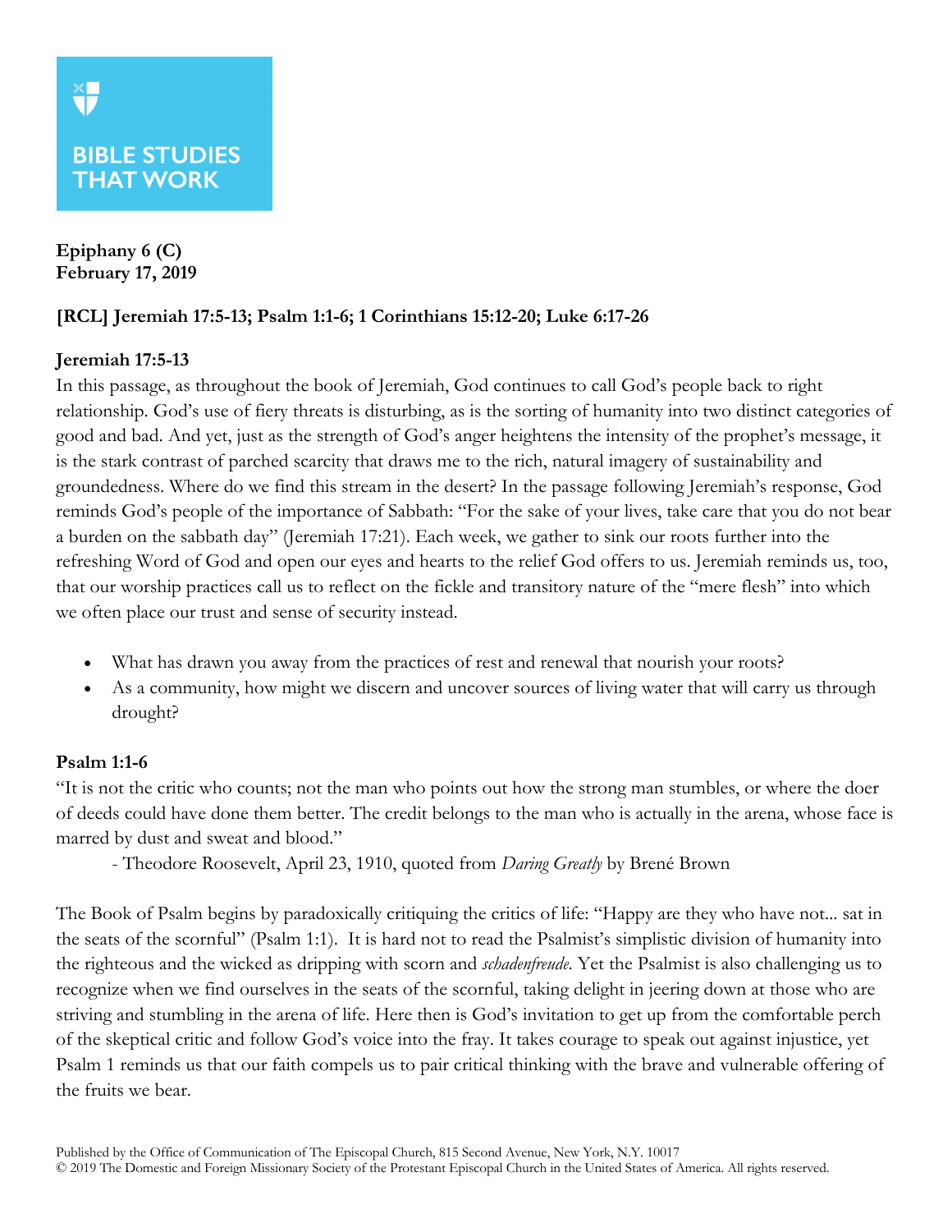BIBLE STUDIES THAT WORK

**Epiphany 6 (C)**
**February 17, 2019**

**[RCL] Jeremiah 17:5-13; Psalm 1:1-6; 1 Corinthians 15:12-20; Luke 6:17-26**

### Jeremiah 17:5-13

In this passage, as throughout the book of Jeremiah, God continues to call God's people back to right relationship. God's use of fiery threats is disturbing, as is the sorting of humanity into two distinct categories of good and bad. And yet, just as the strength of God's anger heightens the intensity of the prophet's message, it is the stark contrast of parched scarcity that draws me to the rich, natural imagery of sustainability and groundedness. Where do we find this stream in the desert? In the passage following Jeremiah's response, God reminds God's people of the importance of Sabbath: "For the sake of your lives, take care that you do not bear a burden on the sabbath day" (Jeremiah 17:21). Each week, we gather to sink our roots further into the refreshing Word of God and open our eyes and hearts to the relief God offers to us. Jeremiah reminds us, too, that our worship practices call us to reflect on the fickle and transitory nature of the "mere flesh" into which we often place our trust and sense of security instead.

- What has drawn you away from the practices of rest and renewal that nourish your roots?
- As a community, how might we discern and uncover sources of living water that will carry us through drought?

### Psalm 1:1-6

"It is not the critic who counts; not the man who points out how the strong man stumbles, or where the doer of deeds could have done them better. The credit belongs to the man who is actually in the arena, whose face is marred by dust and sweat and blood."

- Theodore Roosevelt, April 23, 1910, quoted from *Daring Greatly* by Brené Brown

The Book of Psalm begins by paradoxically critiquing the critics of life: "Happy are they who have not... sat in the seats of the scornful" (Psalm 1:1). It is hard not to read the Psalmist's simplistic division of humanity into the righteous and the wicked as dripping with scorn and *schadenfreude*. Yet the Psalmist is also challenging us to recognize when we find ourselves in the seats of the scornful, taking delight in jeering down at those who are striving and stumbling in the arena of life. Here then is God's invitation to get up from the comfortable perch of the skeptical critic and follow God's voice into the fray. It takes courage to speak out against injustice, yet Psalm 1 reminds us that our faith compels us to pair critical thinking with the brave and vulnerable offering of the fruits we bear.

Published by the Office of Communication of The Episcopal Church, 815 Second Avenue, New York, N.Y. 10017
© 2019 The Domestic and Foreign Missionary Society of the Protestant Episcopal Church in the United States of America. All rights reserved.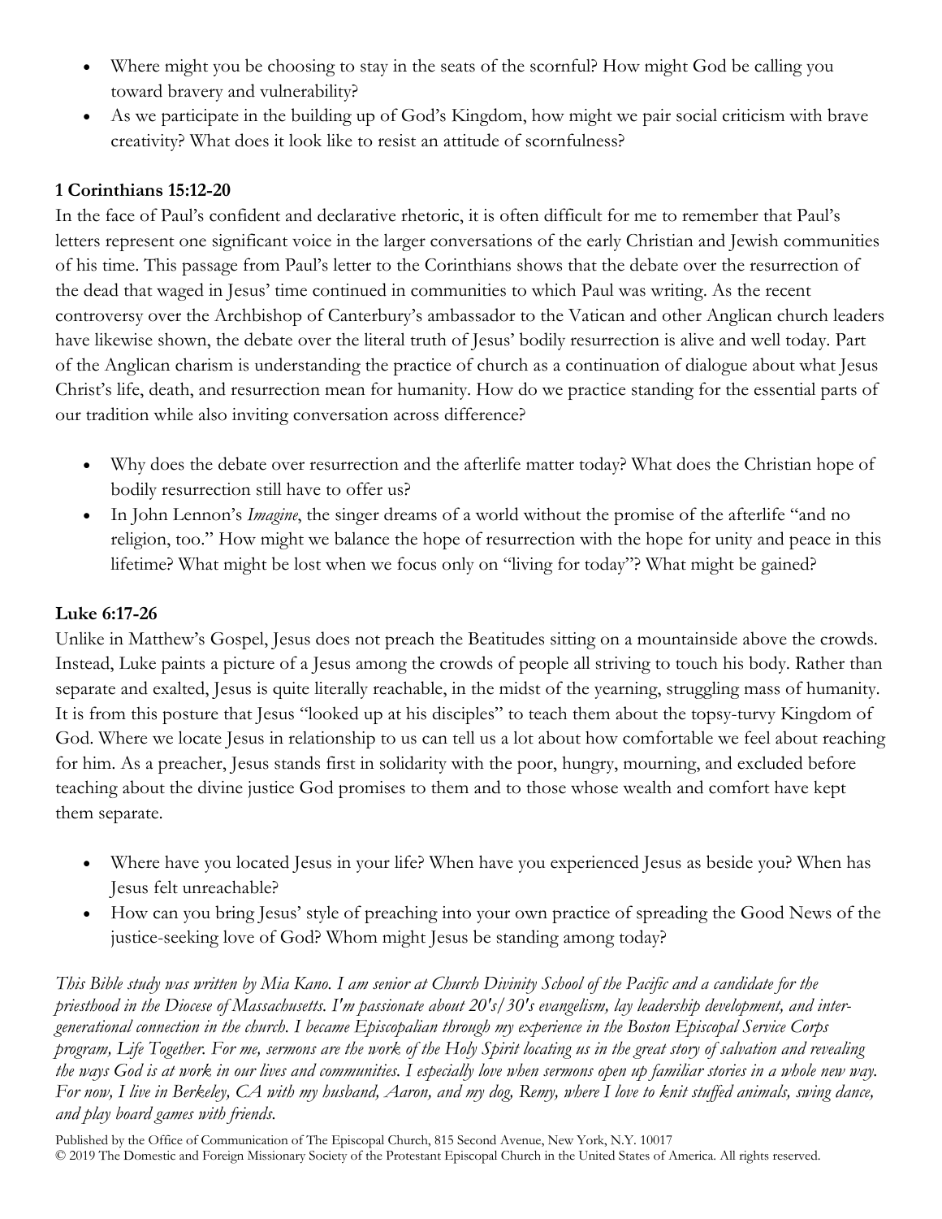- Where might you be choosing to stay in the seats of the scornful? How might God be calling you toward bravery and vulnerability?
- As we participate in the building up of God's Kingdom, how might we pair social criticism with brave creativity? What does it look like to resist an attitude of scornfulness?

**1 Corinthians 15:12-20**

In the face of Paul's confident and declarative rhetoric, it is often difficult for me to remember that Paul's letters represent one significant voice in the larger conversations of the early Christian and Jewish communities of his time. This passage from Paul's letter to the Corinthians shows that the debate over the resurrection of the dead that waged in Jesus' time continued in communities to which Paul was writing. As the recent controversy over the Archbishop of Canterbury's ambassador to the Vatican and other Anglican church leaders have likewise shown, the debate over the literal truth of Jesus' bodily resurrection is alive and well today. Part of the Anglican charism is understanding the practice of church as a continuation of dialogue about what Jesus Christ's life, death, and resurrection mean for humanity. How do we practice standing for the essential parts of our tradition while also inviting conversation across difference?

- Why does the debate over resurrection and the afterlife matter today? What does the Christian hope of bodily resurrection still have to offer us?
- In John Lennon's *Imagine*, the singer dreams of a world without the promise of the afterlife "and no religion, too." How might we balance the hope of resurrection with the hope for unity and peace in this lifetime? What might be lost when we focus only on "living for today"? What might be gained?

**Luke 6:17-26**

Unlike in Matthew's Gospel, Jesus does not preach the Beatitudes sitting on a mountainside above the crowds. Instead, Luke paints a picture of a Jesus among the crowds of people all striving to touch his body. Rather than separate and exalted, Jesus is quite literally reachable, in the midst of the yearning, struggling mass of humanity. It is from this posture that Jesus "looked up at his disciples" to teach them about the topsy-turvy Kingdom of God. Where we locate Jesus in relationship to us can tell us a lot about how comfortable we feel about reaching for him. As a preacher, Jesus stands first in solidarity with the poor, hungry, mourning, and excluded before teaching about the divine justice God promises to them and to those whose wealth and comfort have kept them separate.

- Where have you located Jesus in your life? When have you experienced Jesus as beside you? When has Jesus felt unreachable?
- How can you bring Jesus' style of preaching into your own practice of spreading the Good News of the justice-seeking love of God? Whom might Jesus be standing among today?

*This Bible study was written by Mia Kano. I am senior at Church Divinity School of the Pacific and a candidate for the priesthood in the Diocese of Massachusetts. I'm passionate about 20's/30's evangelism, lay leadership development, and inter-generational connection in the church. I became Episcopalian through my experience in the Boston Episcopal Service Corps program, Life Together. For me, sermons are the work of the Holy Spirit locating us in the great story of salvation and revealing the ways God is at work in our lives and communities. I especially love when sermons open up familiar stories in a whole new way. For now, I live in Berkeley, CA with my husband, Aaron, and my dog, Remy, where I love to knit stuffed animals, swing dance, and play board games with friends.*

Published by the Office of Communication of The Episcopal Church, 815 Second Avenue, New York, N.Y. 10017
© 2019 The Domestic and Foreign Missionary Society of the Protestant Episcopal Church in the United States of America. All rights reserved.